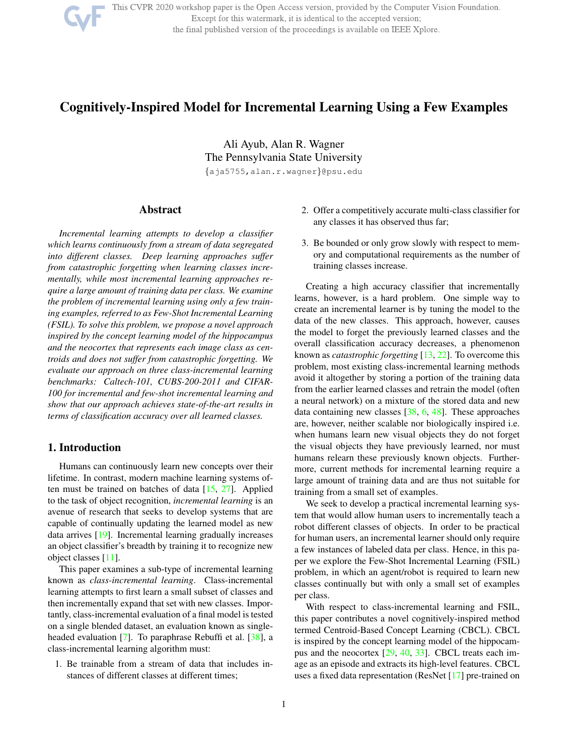# Cognitively-Inspired Model for Incremental Learning Using a Few Examples

Ali Ayub, Alan R. Wagner
The Pennsylvania State University
{aja5755,alan.r.wagner}@psu.edu

## Abstract

*Incremental learning attempts to develop a classifier which learns continuously from a stream of data segregated into different classes. Deep learning approaches suffer from catastrophic forgetting when learning classes incrementally, while most incremental learning approaches require a large amount of training data per class. We examine the problem of incremental learning using only a few training examples, referred to as Few-Shot Incremental Learning (FSIL). To solve this problem, we propose a novel approach inspired by the concept learning model of the hippocampus and the neocortex that represents each image class as centroids and does not suffer from catastrophic forgetting. We evaluate our approach on three class-incremental learning benchmarks: Caltech-101, CUBS-200-2011 and CIFAR-100 for incremental and few-shot incremental learning and show that our approach achieves state-of-the-art results in terms of classification accuracy over all learned classes.*

## 1. Introduction

Humans can continuously learn new concepts over their lifetime. In contrast, modern machine learning systems often must be trained on batches of data [15, 27]. Applied to the task of object recognition, *incremental learning* is an avenue of research that seeks to develop systems that are capable of continually updating the learned model as new data arrives [19]. Incremental learning gradually increases an object classifier's breadth by training it to recognize new object classes [11].

This paper examines a sub-type of incremental learning known as *class-incremental learning*. Class-incremental learning attempts to first learn a small subset of classes and then incrementally expand that set with new classes. Importantly, class-incremental evaluation of a final model is tested on a single blended dataset, an evaluation known as single-headed evaluation [7]. To paraphrase Rebuffi et al. [38], a class-incremental learning algorithm must:

1. Be trainable from a stream of data that includes instances of different classes at different times;
2. Offer a competitively accurate multi-class classifier for any classes it has observed thus far;
3. Be bounded or only grow slowly with respect to memory and computational requirements as the number of training classes increase.

Creating a high accuracy classifier that incrementally learns, however, is a hard problem. One simple way to create an incremental learner is by tuning the model to the data of the new classes. This approach, however, causes the model to forget the previously learned classes and the overall classification accuracy decreases, a phenomenon known as *catastrophic forgetting* [13, 22]. To overcome this problem, most existing class-incremental learning methods avoid it altogether by storing a portion of the training data from the earlier learned classes and retrain the model (often a neural network) on a mixture of the stored data and new data containing new classes [38, 6, 48]. These approaches are, however, neither scalable nor biologically inspired i.e. when humans learn new visual objects they do not forget the visual objects they have previously learned, nor must humans relearn these previously known objects. Furthermore, current methods for incremental learning require a large amount of training data and are thus not suitable for training from a small set of examples.

We seek to develop a practical incremental learning system that would allow human users to incrementally teach a robot different classes of objects. In order to be practical for human users, an incremental learner should only require a few instances of labeled data per class. Hence, in this paper we explore the Few-Shot Incremental Learning (FSIL) problem, in which an agent/robot is required to learn new classes continually but with only a small set of examples per class.

With respect to class-incremental learning and FSIL, this paper contributes a novel cognitively-inspired method termed Centroid-Based Concept Learning (CBCL). CBCL is inspired by the concept learning model of the hippocampus and the neocortex [29, 40, 33]. CBCL treats each image as an episode and extracts its high-level features. CBCL uses a fixed data representation (ResNet [17] pre-trained on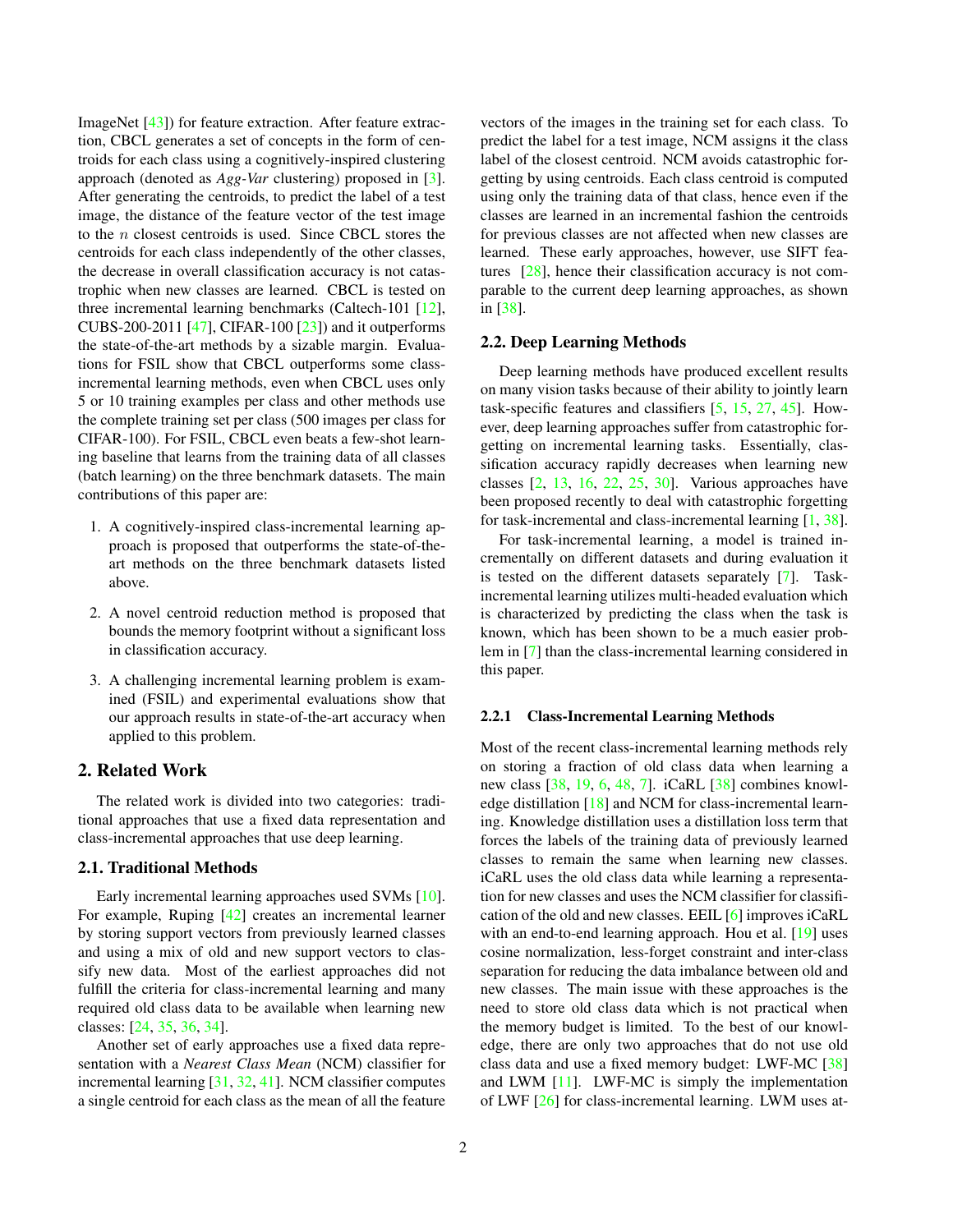ImageNet [43]) for feature extraction. After feature extraction, CBCL generates a set of concepts in the form of centroids for each class using a cognitively-inspired clustering approach (denoted as *Agg-Var* clustering) proposed in [3]. After generating the centroids, to predict the label of a test image, the distance of the feature vector of the test image to the $n$ closest centroids is used. Since CBCL stores the centroids for each class independently of the other classes, the decrease in overall classification accuracy is not catastrophic when new classes are learned. CBCL is tested on three incremental learning benchmarks (Caltech-101 [12], CUBS-200-2011 [47], CIFAR-100 [23]) and it outperforms the state-of-the-art methods by a sizable margin. Evaluations for FSIL show that CBCL outperforms some class-incremental learning methods, even when CBCL uses only 5 or 10 training examples per class and other methods use the complete training set per class (500 images per class for CIFAR-100). For FSIL, CBCL even beats a few-shot learning baseline that learns from the training data of all classes (batch learning) on the three benchmark datasets. The main contributions of this paper are:

1. A cognitively-inspired class-incremental learning approach is proposed that outperforms the state-of-the-art methods on the three benchmark datasets listed above.
2. A novel centroid reduction method is proposed that bounds the memory footprint without a significant loss in classification accuracy.
3. A challenging incremental learning problem is examined (FSIL) and experimental evaluations show that our approach results in state-of-the-art accuracy when applied to this problem.

## 2. Related Work

The related work is divided into two categories: traditional approaches that use a fixed data representation and class-incremental approaches that use deep learning.

### 2.1. Traditional Methods

Early incremental learning approaches used SVMs [10]. For example, Ruping [42] creates an incremental learner by storing support vectors from previously learned classes and using a mix of old and new support vectors to classify new data. Most of the earliest approaches did not fulfill the criteria for class-incremental learning and many required old class data to be available when learning new classes: [24, 35, 36, 34].

Another set of early approaches use a fixed data representation with a *Nearest Class Mean* (NCM) classifier for incremental learning [31, 32, 41]. NCM classifier computes a single centroid for each class as the mean of all the feature vectors of the images in the training set for each class. To predict the label for a test image, NCM assigns it the class label of the closest centroid. NCM avoids catastrophic forgetting by using centroids. Each class centroid is computed using only the training data of that class, hence even if the classes are learned in an incremental fashion the centroids for previous classes are not affected when new classes are learned. These early approaches, however, use SIFT features [28], hence their classification accuracy is not comparable to the current deep learning approaches, as shown in [38].

### 2.2. Deep Learning Methods

Deep learning methods have produced excellent results on many vision tasks because of their ability to jointly learn task-specific features and classifiers [5, 15, 27, 45]. However, deep learning approaches suffer from catastrophic forgetting on incremental learning tasks. Essentially, classification accuracy rapidly decreases when learning new classes [2, 13, 16, 22, 25, 30]. Various approaches have been proposed recently to deal with catastrophic forgetting for task-incremental and class-incremental learning [1, 38].

For task-incremental learning, a model is trained incrementally on different datasets and during evaluation it is tested on the different datasets separately [7]. Task-incremental learning utilizes multi-headed evaluation which is characterized by predicting the class when the task is known, which has been shown to be a much easier problem in [7] than the class-incremental learning considered in this paper.

#### 2.2.1 Class-Incremental Learning Methods

Most of the recent class-incremental learning methods rely on storing a fraction of old class data when learning a new class [38, 19, 6, 48, 7]. iCaRL [38] combines knowledge distillation [18] and NCM for class-incremental learning. Knowledge distillation uses a distillation loss term that forces the labels of the training data of previously learned classes to remain the same when learning new classes. iCaRL uses the old class data while learning a representation for new classes and uses the NCM classifier for classification of the old and new classes. EEIL [6] improves iCaRL with an end-to-end learning approach. Hou et al. [19] uses cosine normalization, less-forget constraint and inter-class separation for reducing the data imbalance between old and new classes. The main issue with these approaches is the need to store old class data which is not practical when the memory budget is limited. To the best of our knowledge, there are only two approaches that do not use old class data and use a fixed memory budget: LWF-MC [38] and LWM [11]. LWF-MC is simply the implementation of LWF [26] for class-incremental learning. LWM uses at-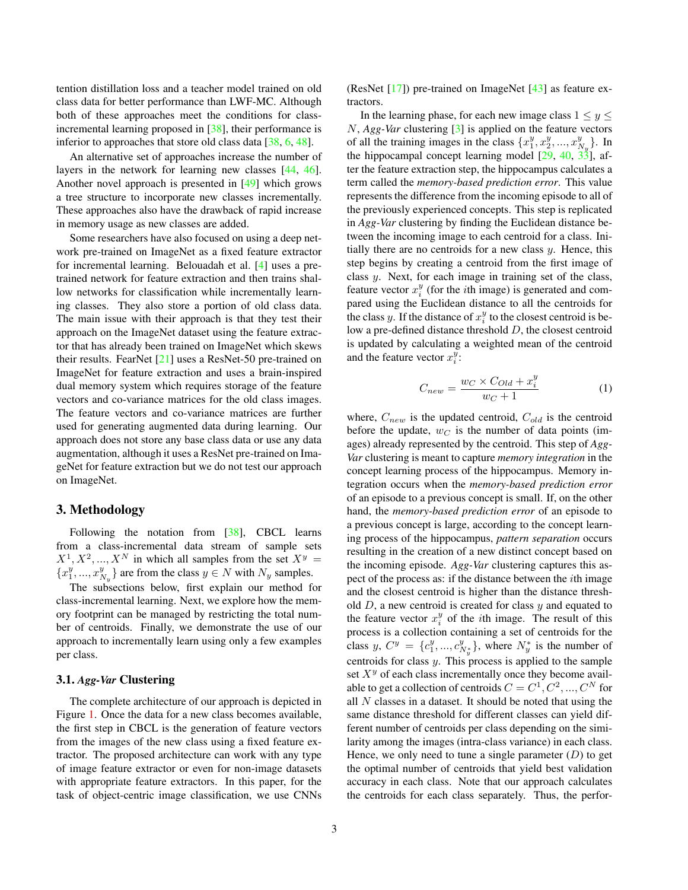tention distillation loss and a teacher model trained on old class data for better performance than LWF-MC. Although both of these approaches meet the conditions for class-incremental learning proposed in [38], their performance is inferior to approaches that store old class data [38, 6, 48].

An alternative set of approaches increase the number of layers in the network for learning new classes [44, 46]. Another novel approach is presented in [49] which grows a tree structure to incorporate new classes incrementally. These approaches also have the drawback of rapid increase in memory usage as new classes are added.

Some researchers have also focused on using a deep network pre-trained on ImageNet as a fixed feature extractor for incremental learning. Belouadah et al. [4] uses a pre-trained network for feature extraction and then trains shallow networks for classification while incrementally learning classes. They also store a portion of old class data. The main issue with their approach is that they test their approach on the ImageNet dataset using the feature extractor that has already been trained on ImageNet which skews their results. FearNet [21] uses a ResNet-50 pre-trained on ImageNet for feature extraction and uses a brain-inspired dual memory system which requires storage of the feature vectors and co-variance matrices for the old class images. The feature vectors and co-variance matrices are further used for generating augmented data during learning. Our approach does not store any base class data or use any data augmentation, although it uses a ResNet pre-trained on ImageNet for feature extraction but we do not test our approach on ImageNet.

## 3. Methodology

Following the notation from [38], CBCL learns from a class-incremental data stream of sample sets $X^1, X^2, ..., X^N$ in which all samples from the set $X^y = \{x_1^y, ..., x_{N_y}^y\}$ are from the class $y \in N$ with $N_y$ samples.

The subsections below, first explain our method for class-incremental learning. Next, we explore how the memory footprint can be managed by restricting the total number of centroids. Finally, we demonstrate the use of our approach to incrementally learn using only a few examples per class.

### 3.1. *Agg-Var* Clustering

The complete architecture of our approach is depicted in Figure 1. Once the data for a new class becomes available, the first step in CBCL is the generation of feature vectors from the images of the new class using a fixed feature extractor. The proposed architecture can work with any type of image feature extractor or even for non-image datasets with appropriate feature extractors. In this paper, for the task of object-centric image classification, we use CNNs (ResNet [17]) pre-trained on ImageNet [43] as feature extractors.

In the learning phase, for each new image class $1 \leq y \leq N$, *Agg-Var* clustering [3] is applied on the feature vectors of all the training images in the class $\{x_1^y, x_2^y, ..., x_{N_y}^y\}$. In the hippocampal concept learning model [29, 40, 33], after the feature extraction step, the hippocampus calculates a term called the *memory-based prediction error*. This value represents the difference from the incoming episode to all of the previously experienced concepts. This step is replicated in *Agg-Var* clustering by finding the Euclidean distance between the incoming image to each centroid for a class. Initially there are no centroids for a new class $y$. Hence, this step begins by creating a centroid from the first image of class $y$. Next, for each image in training set of the class, feature vector $x_i^y$ (for the $i$th image) is generated and compared using the Euclidean distance to all the centroids for the class $y$. If the distance of $x_i^y$ to the closest centroid is below a pre-defined distance threshold $D$, the closest centroid is updated by calculating a weighted mean of the centroid and the feature vector $x_i^y$:

$$C_{new} = \frac{w_C \times C_{Old} + x_i^y}{w_C + 1} \tag{1}$$

where, $C_{new}$ is the updated centroid, $C_{old}$ is the centroid before the update, $w_C$ is the number of data points (images) already represented by the centroid. This step of *Agg-Var* clustering is meant to capture *memory integration* in the concept learning process of the hippocampus. Memory integration occurs when the *memory-based prediction error* of an episode to a previous concept is small. If, on the other hand, the *memory-based prediction error* of an episode to a previous concept is large, according to the concept learning process of the hippocampus, *pattern separation* occurs resulting in the creation of a new distinct concept based on the incoming episode. *Agg-Var* clustering captures this aspect of the process as: if the distance between the $i$th image and the closest centroid is higher than the distance threshold $D$, a new centroid is created for class $y$ and equated to the feature vector $x_i^y$ of the $i$th image. The result of this process is a collection containing a set of centroids for the class $y$, $C^y = \{c_1^y, ..., c_{N_y^*}^y\}$, where $N_y^*$ is the number of centroids for class $y$. This process is applied to the sample set $X^y$ of each class incrementally once they become available to get a collection of centroids $C = C^1, C^2, ..., C^N$ for all $N$ classes in a dataset. It should be noted that using the same distance threshold for different classes can yield different number of centroids per class depending on the similarity among the images (intra-class variance) in each class. Hence, we only need to tune a single parameter ($D$) to get the optimal number of centroids that yield best validation accuracy in each class. Note that our approach calculates the centroids for each class separately. Thus, the perfor-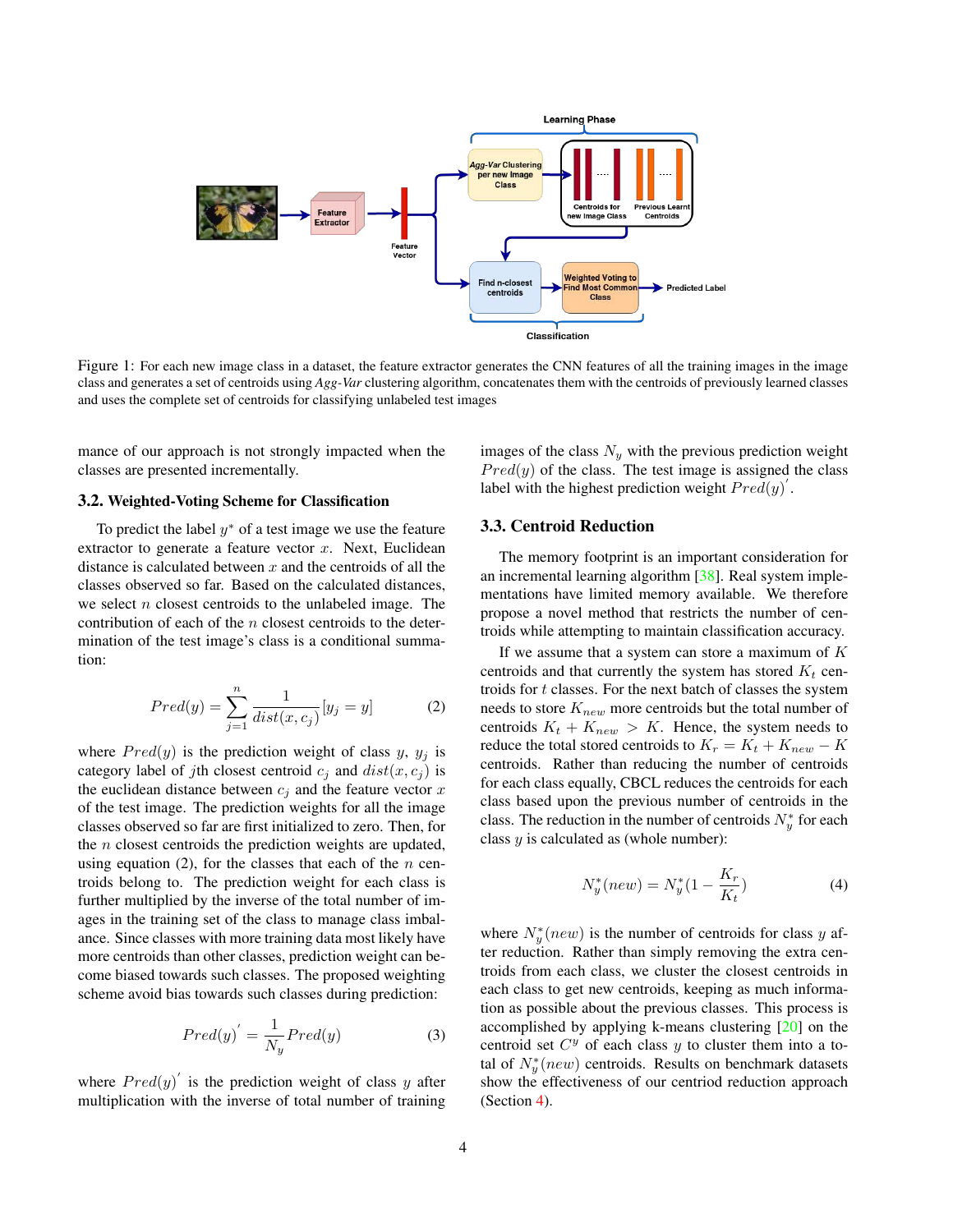Figure 1: For each new image class in a dataset, the feature extractor generates the CNN features of all the training images in the image class and generates a set of centroids using *Agg-Var* clustering algorithm, concatenates them with the centroids of previously learned classes and uses the complete set of centroids for classifying unlabeled test images

mance of our approach is not strongly impacted when the classes are presented incrementally.

### 3.2. Weighted-Voting Scheme for Classification

To predict the label $y^*$ of a test image we use the feature extractor to generate a feature vector $x$. Next, Euclidean distance is calculated between $x$ and the centroids of all the classes observed so far. Based on the calculated distances, we select $n$ closest centroids to the unlabeled image. The contribution of each of the $n$ closest centroids to the determination of the test image's class is a conditional summation:

$$Pred(y) = \sum_{j=1}^{n} \frac{1}{dist(x, c_j)} [y_j = y] \tag{2}$$

where $Pred(y)$ is the prediction weight of class $y$, $y_j$ is category label of $j$th closest centroid $c_j$ and $dist(x, c_j)$ is the euclidean distance between $c_j$ and the feature vector $x$ of the test image. The prediction weights for all the image classes observed so far are first initialized to zero. Then, for the $n$ closest centroids the prediction weights are updated, using equation (2), for the classes that each of the $n$ centroids belong to. The prediction weight for each class is further multiplied by the inverse of the total number of images in the training set of the class to manage class imbalance. Since classes with more training data most likely have more centroids than other classes, prediction weight can become biased towards such classes. The proposed weighting scheme avoid bias towards such classes during prediction:

$$Pred(y)^{'} = \frac{1}{N_y} Pred(y) \tag{3}$$

where $Pred(y)^{'}$ is the prediction weight of class $y$ after multiplication with the inverse of total number of training images of the class $N_y$ with the previous prediction weight $Pred(y)$ of the class. The test image is assigned the class label with the highest prediction weight $Pred(y)^{'}$.

### 3.3. Centroid Reduction

The memory footprint is an important consideration for an incremental learning algorithm [38]. Real system implementations have limited memory available. We therefore propose a novel method that restricts the number of centroids while attempting to maintain classification accuracy.

If we assume that a system can store a maximum of $K$ centroids and that currently the system has stored $K_t$ centroids for $t$ classes. For the next batch of classes the system needs to store $K_{new}$ more centroids but the total number of centroids $K_t + K_{new} > K$. Hence, the system needs to reduce the total stored centroids to $K_r = K_t + K_{new} - K$ centroids. Rather than reducing the number of centroids for each class equally, CBCL reduces the centroids for each class based upon the previous number of centroids in the class. The reduction in the number of centroids $N_y^*$ for each class $y$ is calculated as (whole number):

$$N_y^*(new) = N_y^*(1 - \frac{K_r}{K_t}) \tag{4}$$

where $N_y^*(new)$ is the number of centroids for class $y$ after reduction. Rather than simply removing the extra centroids from each class, we cluster the closest centroids in each class to get new centroids, keeping as much information as possible about the previous classes. This process is accomplished by applying k-means clustering [20] on the centroid set $C^y$ of each class $y$ to cluster them into a total of $N_y^*(new)$ centroids. Results on benchmark datasets show the effectiveness of our centriod reduction approach (Section 4).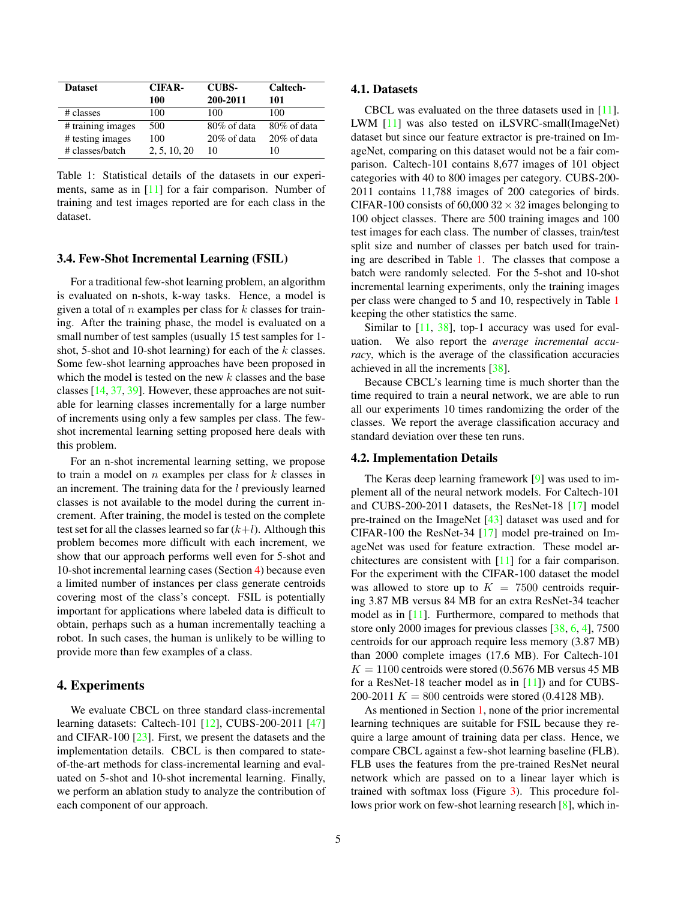| Dataset | CIFAR-100 | CUBS-200-2011 | Caltech-101 |
|---|---|---|---|
| # classes | 100 | 100 | 100 |
| # training images | 500 | 80% of data | 80% of data |
| # testing images | 100 | 20% of data | 20% of data |
| # classes/batch | 2, 5, 10, 20 | 10 | 10 |

Table 1: Statistical details of the datasets in our experiments, same as in [11] for a fair comparison. Number of training and test images reported are for each class in the dataset.

### 3.4. Few-Shot Incremental Learning (FSIL)

For a traditional few-shot learning problem, an algorithm is evaluated on n-shots, k-way tasks. Hence, a model is given a total of $n$ examples per class for $k$ classes for training. After the training phase, the model is evaluated on a small number of test samples (usually 15 test samples for 1-shot, 5-shot and 10-shot learning) for each of the $k$ classes. Some few-shot learning approaches have been proposed in which the model is tested on the new $k$ classes and the base classes [14, 37, 39]. However, these approaches are not suitable for learning classes incrementally for a large number of increments using only a few samples per class. The few-shot incremental learning setting proposed here deals with this problem.

For an n-shot incremental learning setting, we propose to train a model on $n$ examples per class for $k$ classes in an increment. The training data for the $l$ previously learned classes is not available to the model during the current increment. After training, the model is tested on the complete test set for all the classes learned so far ($k+l$). Although this problem becomes more difficult with each increment, we show that our approach performs well even for 5-shot and 10-shot incremental learning cases (Section 4) because even a limited number of instances per class generate centroids covering most of the class's concept. FSIL is potentially important for applications where labeled data is difficult to obtain, perhaps such as a human incrementally teaching a robot. In such cases, the human is unlikely to be willing to provide more than few examples of a class.

## 4. Experiments

We evaluate CBCL on three standard class-incremental learning datasets: Caltech-101 [12], CUBS-200-2011 [47] and CIFAR-100 [23]. First, we present the datasets and the implementation details. CBCL is then compared to state-of-the-art methods for class-incremental learning and evaluated on 5-shot and 10-shot incremental learning. Finally, we perform an ablation study to analyze the contribution of each component of our approach.

### 4.1. Datasets

CBCL was evaluated on the three datasets used in [11]. LWM [11] was also tested on iLSVRC-small(ImageNet) dataset but since our feature extractor is pre-trained on ImageNet, comparing on this dataset would not be a fair comparison. Caltech-101 contains 8,677 images of 101 object categories with 40 to 800 images per category. CUBS-200-2011 contains 11,788 images of 200 categories of birds. CIFAR-100 consists of 60,000 $32 \times 32$ images belonging to 100 object classes. There are 500 training images and 100 test images for each class. The number of classes, train/test split size and number of classes per batch used for training are described in Table 1. The classes that compose a batch were randomly selected. For the 5-shot and 10-shot incremental learning experiments, only the training images per class were changed to 5 and 10, respectively in Table 1 keeping the other statistics the same.

Similar to [11, 38], top-1 accuracy was used for evaluation. We also report the *average incremental accuracy*, which is the average of the classification accuracies achieved in all the increments [38].

Because CBCL's learning time is much shorter than the time required to train a neural network, we are able to run all our experiments 10 times randomizing the order of the classes. We report the average classification accuracy and standard deviation over these ten runs.

### 4.2. Implementation Details

The Keras deep learning framework [9] was used to implement all of the neural network models. For Caltech-101 and CUBS-200-2011 datasets, the ResNet-18 [17] model pre-trained on the ImageNet [43] dataset was used and for CIFAR-100 the ResNet-34 [17] model pre-trained on ImageNet was used for feature extraction. These model architectures are consistent with [11] for a fair comparison. For the experiment with the CIFAR-100 dataset the model was allowed to store up to $K = 7500$ centroids requiring 3.87 MB versus 84 MB for an extra ResNet-34 teacher model as in [11]. Furthermore, compared to methods that store only 2000 images for previous classes [38, 6, 4], 7500 centroids for our approach require less memory (3.87 MB) than 2000 complete images (17.6 MB). For Caltech-101 $K = 1100$ centroids were stored (0.5676 MB versus 45 MB for a ResNet-18 teacher model as in [11]) and for CUBS-200-2011 $K = 800$ centroids were stored (0.4128 MB).

As mentioned in Section 1, none of the prior incremental learning techniques are suitable for FSIL because they require a large amount of training data per class. Hence, we compare CBCL against a few-shot learning baseline (FLB). FLB uses the features from the pre-trained ResNet neural network which are passed on to a linear layer which is trained with softmax loss (Figure 3). This procedure follows prior work on few-shot learning research [8], which in-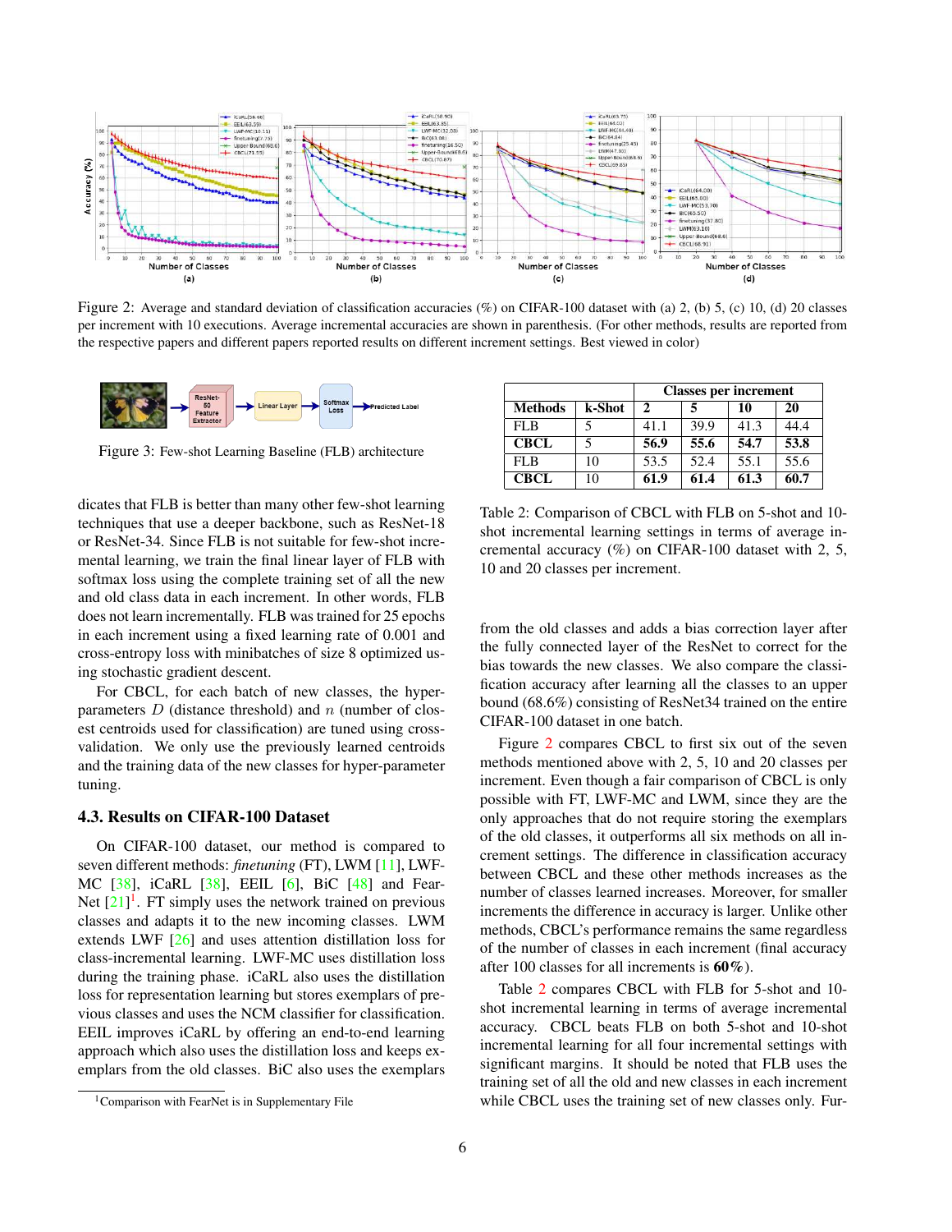Figure 2: Average and standard deviation of classification accuracies (%) on CIFAR-100 dataset with (a) 2, (b) 5, (c) 10, (d) 20 classes per increment with 10 executions. Average incremental accuracies are shown in parenthesis. (For other methods, results are reported from the respective papers and different papers reported results on different increment settings. Best viewed in color)

Figure 3: Few-shot Learning Baseline (FLB) architecture

dicates that FLB is better than many other few-shot learning techniques that use a deeper backbone, such as ResNet-18 or ResNet-34. Since FLB is not suitable for few-shot incremental learning, we train the final linear layer of FLB with softmax loss using the complete training set of all the new and old class data in each increment. In other words, FLB does not learn incrementally. FLB was trained for 25 epochs in each increment using a fixed learning rate of 0.001 and cross-entropy loss with minibatches of size 8 optimized using stochastic gradient descent.

For CBCL, for each batch of new classes, the hyper-parameters $D$ (distance threshold) and $n$ (number of closest centroids used for classification) are tuned using cross-validation. We only use the previously learned centroids and the training data of the new classes for hyper-parameter tuning.

### 4.3. Results on CIFAR-100 Dataset

On CIFAR-100 dataset, our method is compared to seven different methods: *finetuning* (FT), LWM [11], LWF-MC [38], iCaRL [38], EEIL [6], BiC [48] and Fear-Net [21][1]. FT simply uses the network trained on previous classes and adapts it to the new incoming classes. LWM extends LWF [26] and uses attention distillation loss for class-incremental learning. LWF-MC uses distillation loss during the training phase. iCaRL also uses the distillation loss for representation learning but stores exemplars of previous classes and uses the NCM classifier for classification. EEIL improves iCaRL by offering an end-to-end learning approach which also uses the distillation loss and keeps exemplars from the old classes. BiC also uses the exemplars from the old classes and adds a bias correction layer after the fully connected layer of the ResNet to correct for the bias towards the new classes. We also compare the classification accuracy after learning all the classes to an upper bound (68.6%) consisting of ResNet34 trained on the entire CIFAR-100 dataset in one batch.

[1] Comparison with FearNet is in Supplementary File

| Methods | k-Shot | Classes per increment | | | |
|---|---|---|---|---|---|
| | | 2 | 5 | 10 | 20 |
| FLB | 5 | 41.1 | 39.9 | 41.3 | 44.4 |
| **CBCL** | 5 | **56.9** | **55.6** | **54.7** | **53.8** |
| FLB | 10 | 53.5 | 52.4 | 55.1 | 55.6 |
| **CBCL** | 10 | **61.9** | **61.4** | **61.3** | **60.7** |

Table 2: Comparison of CBCL with FLB on 5-shot and 10-shot incremental learning settings in terms of average incremental accuracy (%) on CIFAR-100 dataset with 2, 5, 10 and 20 classes per increment.

Figure 2 compares CBCL to first six out of the seven methods mentioned above with 2, 5, 10 and 20 classes per increment. Even though a fair comparison of CBCL is only possible with FT, LWF-MC and LWM, since they are the only approaches that do not require storing the exemplars of the old classes, it outperforms all six methods on all increment settings. The difference in classification accuracy between CBCL and these other methods increases as the number of classes learned increases. Moreover, for smaller increments the difference in accuracy is larger. Unlike other methods, CBCL's performance remains the same regardless of the number of classes in each increment (final accuracy after 100 classes for all increments is **60%**).

Table 2 compares CBCL with FLB for 5-shot and 10-shot incremental learning in terms of average incremental accuracy. CBCL beats FLB on both 5-shot and 10-shot incremental learning for all four incremental settings with significant margins. It should be noted that FLB uses the training set of all the old and new classes in each increment while CBCL uses the training set of new classes only. Fur-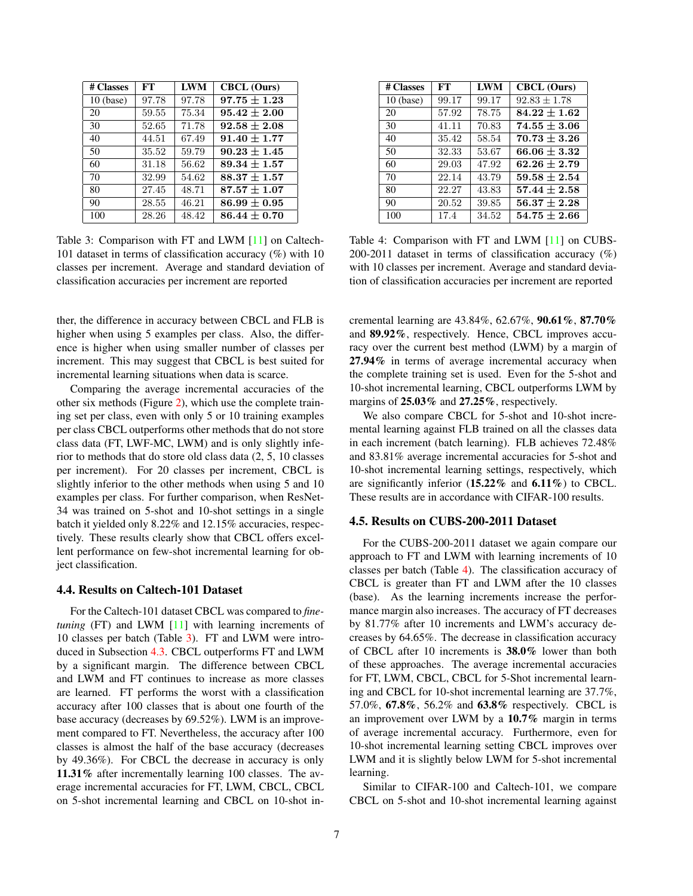| # Classes | FT | LWM | CBCL (Ours) |
|---|---|---|---|
| 10 (base) | 97.78 | 97.78 | **97.75 ± 1.23** |
| 20 | 59.55 | 75.34 | **95.42 ± 2.00** |
| 30 | 52.65 | 71.78 | **92.58 ± 2.08** |
| 40 | 44.51 | 67.49 | **91.40 ± 1.77** |
| 50 | 35.52 | 59.79 | **90.23 ± 1.45** |
| 60 | 31.18 | 56.62 | **89.34 ± 1.57** |
| 70 | 32.99 | 54.62 | **88.37 ± 1.57** |
| 80 | 27.45 | 48.71 | **87.57 ± 1.07** |
| 90 | 28.55 | 46.21 | **86.99 ± 0.95** |
| 100 | 28.26 | 48.42 | **86.44 ± 0.70** |

Table 3: Comparison with FT and LWM [11] on Caltech-101 dataset in terms of classification accuracy (%) with 10 classes per increment. Average and standard deviation of classification accuracies per increment are reported

| # Classes | FT | LWM | CBCL (Ours) |
|---|---|---|---|
| 10 (base) | 99.17 | 99.17 | 92.83 ± 1.78 |
| 20 | 57.92 | 78.75 | **84.22 ± 1.62** |
| 30 | 41.11 | 70.83 | **74.55 ± 3.06** |
| 40 | 35.42 | 58.54 | **70.73 ± 3.26** |
| 50 | 32.33 | 53.67 | **66.06 ± 3.32** |
| 60 | 29.03 | 47.92 | **62.26 ± 2.79** |
| 70 | 22.14 | 43.79 | **59.58 ± 2.54** |
| 80 | 22.27 | 43.83 | **57.44 ± 2.58** |
| 90 | 20.52 | 39.85 | **56.37 ± 2.28** |
| 100 | 17.4 | 34.52 | **54.75 ± 2.66** |

Table 4: Comparison with FT and LWM [11] on CUBS-200-2011 dataset in terms of classification accuracy (%) with 10 classes per increment. Average and standard deviation of classification accuracies per increment are reported

ther, the difference in accuracy between CBCL and FLB is higher when using 5 examples per class. Also, the difference is higher when using smaller number of classes per increment. This may suggest that CBCL is best suited for incremental learning situations when data is scarce.

Comparing the average incremental accuracies of the other six methods (Figure 2), which use the complete training set per class, even with only 5 or 10 training examples per class CBCL outperforms other methods that do not store class data (FT, LWF-MC, LWM) and is only slightly inferior to methods that do store old class data (2, 5, 10 classes per increment). For 20 classes per increment, CBCL is slightly inferior to the other methods when using 5 and 10 examples per class. For further comparison, when ResNet-34 was trained on 5-shot and 10-shot settings in a single batch it yielded only 8.22% and 12.15% accuracies, respectively. These results clearly show that CBCL offers excellent performance on few-shot incremental learning for object classification.

### 4.4. Results on Caltech-101 Dataset

For the Caltech-101 dataset CBCL was compared to *fine-tuning* (FT) and LWM [11] with learning increments of 10 classes per batch (Table 3). FT and LWM were introduced in Subsection 4.3. CBCL outperforms FT and LWM by a significant margin. The difference between CBCL and LWM and FT continues to increase as more classes are learned. FT performs the worst with a classification accuracy after 100 classes that is about one fourth of the base accuracy (decreases by 69.52%). LWM is an improvement compared to FT. Nevertheless, the accuracy after 100 classes is almost the half of the base accuracy (decreases by 49.36%). For CBCL the decrease in accuracy is only **11.31%** after incrementally learning 100 classes. The average incremental accuracies for FT, LWM, CBCL, CBCL on 5-shot incremental learning and CBCL on 10-shot incremental learning are 43.84%, 62.67%, **90.61%**, **87.70%** and **89.92%**, respectively. Hence, CBCL improves accuracy over the current best method (LWM) by a margin of **27.94%** in terms of average incremental accuracy when the complete training set is used. Even for the 5-shot and 10-shot incremental learning, CBCL outperforms LWM by margins of **25.03%** and **27.25%**, respectively.

We also compare CBCL for 5-shot and 10-shot incremental learning against FLB trained on all the classes data in each increment (batch learning). FLB achieves 72.48% and 83.81% average incremental accuracies for 5-shot and 10-shot incremental learning settings, respectively, which are significantly inferior (**15.22%** and **6.11%**) to CBCL. These results are in accordance with CIFAR-100 results.

### 4.5. Results on CUBS-200-2011 Dataset

For the CUBS-200-2011 dataset we again compare our approach to FT and LWM with learning increments of 10 classes per batch (Table 4). The classification accuracy of CBCL is greater than FT and LWM after the 10 classes (base). As the learning increments increase the performance margin also increases. The accuracy of FT decreases by 81.77% after 10 increments and LWM's accuracy decreases by 64.65%. The decrease in classification accuracy of CBCL after 10 increments is **38.0%** lower than both of these approaches. The average incremental accuracies for FT, LWM, CBCL, CBCL for 5-Shot incremental learning and CBCL for 10-shot incremental learning are 37.7%, 57.0%, **67.8%**, 56.2% and **63.8%** respectively. CBCL is an improvement over LWM by a **10.7%** margin in terms of average incremental accuracy. Furthermore, even for 10-shot incremental learning setting CBCL improves over LWM and it is slightly below LWM for 5-shot incremental learning.

Similar to CIFAR-100 and Caltech-101, we compare CBCL on 5-shot and 10-shot incremental learning against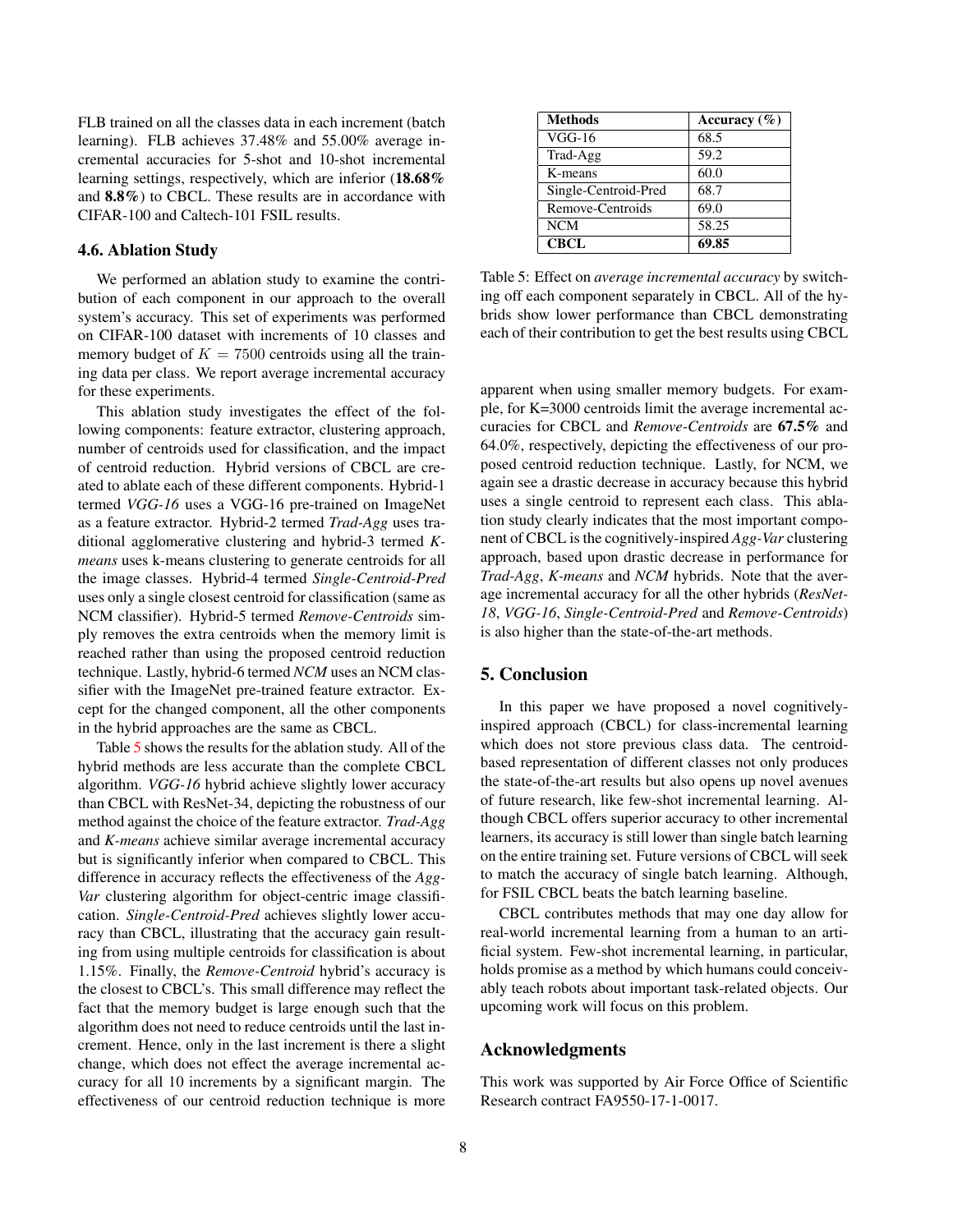FLB trained on all the classes data in each increment (batch learning). FLB achieves 37.48% and 55.00% average incremental accuracies for 5-shot and 10-shot incremental learning settings, respectively, which are inferior (**18.68%** and **8.8%**) to CBCL. These results are in accordance with CIFAR-100 and Caltech-101 FSIL results.

### 4.6. Ablation Study

We performed an ablation study to examine the contribution of each component in our approach to the overall system's accuracy. This set of experiments was performed on CIFAR-100 dataset with increments of 10 classes and memory budget of $K = 7500$ centroids using all the training data per class. We report average incremental accuracy for these experiments.

This ablation study investigates the effect of the following components: feature extractor, clustering approach, number of centroids used for classification, and the impact of centroid reduction. Hybrid versions of CBCL are created to ablate each of these different components. Hybrid-1 termed *VGG-16* uses a VGG-16 pre-trained on ImageNet as a feature extractor. Hybrid-2 termed *Trad-Agg* uses traditional agglomerative clustering and hybrid-3 termed *K-means* uses k-means clustering to generate centroids for all the image classes. Hybrid-4 termed *Single-Centroid-Pred* uses only a single closest centroid for classification (same as NCM classifier). Hybrid-5 termed *Remove-Centroids* simply removes the extra centroids when the memory limit is reached rather than using the proposed centroid reduction technique. Lastly, hybrid-6 termed *NCM* uses an NCM classifier with the ImageNet pre-trained feature extractor. Except for the changed component, all the other components in the hybrid approaches are the same as CBCL.

Table 5 shows the results for the ablation study. All of the hybrid methods are less accurate than the complete CBCL algorithm. *VGG-16* hybrid achieve slightly lower accuracy than CBCL with ResNet-34, depicting the robustness of our method against the choice of the feature extractor. *Trad-Agg* and *K-means* achieve similar average incremental accuracy but is significantly inferior when compared to CBCL. This difference in accuracy reflects the effectiveness of the *Agg-Var* clustering algorithm for object-centric image classification. *Single-Centroid-Pred* achieves slightly lower accuracy than CBCL, illustrating that the accuracy gain resulting from using multiple centroids for classification is about 1.15%. Finally, the *Remove-Centroid* hybrid's accuracy is the closest to CBCL's. This small difference may reflect the fact that the memory budget is large enough such that the algorithm does not need to reduce centroids until the last increment. Hence, only in the last increment is there a slight change, which does not effect the average incremental accuracy for all 10 increments by a significant margin. The effectiveness of our centroid reduction technique is more apparent when using smaller memory budgets. For example, for K=3000 centroids limit the average incremental accuracies for CBCL and *Remove-Centroids* are **67.5%** and 64.0%, respectively, depicting the effectiveness of our proposed centroid reduction technique. Lastly, for NCM, we again see a drastic decrease in accuracy because this hybrid uses a single centroid to represent each class. This ablation study clearly indicates that the most important component of CBCL is the cognitively-inspired *Agg-Var* clustering approach, based upon drastic decrease in performance for *Trad-Agg*, *K-means* and *NCM* hybrids. Note that the average incremental accuracy for all the other hybrids (*ResNet-18*, *VGG-16*, *Single-Centroid-Pred* and *Remove-Centroids*) is also higher than the state-of-the-art methods.

| **Methods** | **Accuracy (%)** |
|---|---|
| VGG-16 | 68.5 |
| Trad-Agg | 59.2 |
| K-means | 60.0 |
| Single-Centroid-Pred | 68.7 |
| Remove-Centroids | 69.0 |
| NCM | 58.25 |
| **CBCL** | **69.85** |

Table 5: Effect on *average incremental accuracy* by switching off each component separately in CBCL. All of the hybrids show lower performance than CBCL demonstrating each of their contribution to get the best results using CBCL

## 5. Conclusion

In this paper we have proposed a novel cognitively-inspired approach (CBCL) for class-incremental learning which does not store previous class data. The centroid-based representation of different classes not only produces the state-of-the-art results but also opens up novel avenues of future research, like few-shot incremental learning. Although CBCL offers superior accuracy to other incremental learners, its accuracy is still lower than single batch learning on the entire training set. Future versions of CBCL will seek to match the accuracy of single batch learning. Although, for FSIL CBCL beats the batch learning baseline.

CBCL contributes methods that may one day allow for real-world incremental learning from a human to an artificial system. Few-shot incremental learning, in particular, holds promise as a method by which humans could conceivably teach robots about important task-related objects. Our upcoming work will focus on this problem.

## Acknowledgments

This work was supported by Air Force Office of Scientific Research contract FA9550-17-1-0017.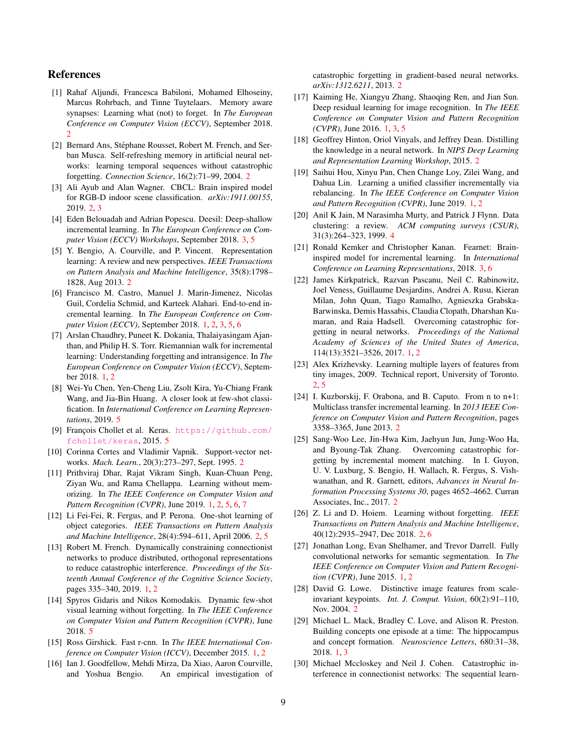## References

[1] Rahaf Aljundi, Francesca Babiloni, Mohamed Elhoseiny, Marcus Rohrbach, and Tinne Tuytelaars. Memory aware synapses: Learning what (not) to forget. In *The European Conference on Computer Vision (ECCV)*, September 2018. 2

[2] Bernard Ans, Stéphane Rousset, Robert M. French, and Serban Musca. Self-refreshing memory in artificial neural networks: learning temporal sequences without catastrophic forgetting. *Connection Science*, 16(2):71–99, 2004. 2

[3] Ali Ayub and Alan Wagner. CBCL: Brain inspired model for RGB-D indoor scene classification. *arXiv:1911.00155*, 2019. 2, 3

[4] Eden Belouadah and Adrian Popescu. Deesil: Deep-shallow incremental learning. In *The European Conference on Computer Vision (ECCV) Workshops*, September 2018. 3, 5

[5] Y. Bengio, A. Courville, and P. Vincent. Representation learning: A review and new perspectives. *IEEE Transactions on Pattern Analysis and Machine Intelligence*, 35(8):1798–1828, Aug 2013. 2

[6] Francisco M. Castro, Manuel J. Marin-Jimenez, Nicolas Guil, Cordelia Schmid, and Karteek Alahari. End-to-end incremental learning. In *The European Conference on Computer Vision (ECCV)*, September 2018. 1, 2, 3, 5, 6

[7] Arslan Chaudhry, Puneet K. Dokania, Thalaiyasingam Ajanthan, and Philip H. S. Torr. Riemannian walk for incremental learning: Understanding forgetting and intransigence. In *The European Conference on Computer Vision (ECCV)*, September 2018. 1, 2

[8] Wei-Yu Chen, Yen-Cheng Liu, Zsolt Kira, Yu-Chiang Frank Wang, and Jia-Bin Huang. A closer look at few-shot classification. In *International Conference on Learning Representations*, 2019. 5

[9] François Chollet et al. Keras. https://github.com/fchollet/keras, 2015. 5

[10] Corinna Cortes and Vladimir Vapnik. Support-vector networks. *Mach. Learn.*, 20(3):273–297, Sept. 1995. 2

[11] Prithviraj Dhar, Rajat Vikram Singh, Kuan-Chuan Peng, Ziyan Wu, and Rama Chellappa. Learning without memorizing. In *The IEEE Conference on Computer Vision and Pattern Recognition (CVPR)*, June 2019. 1, 2, 5, 6, 7

[12] Li Fei-Fei, R. Fergus, and P. Perona. One-shot learning of object categories. *IEEE Transactions on Pattern Analysis and Machine Intelligence*, 28(4):594–611, April 2006. 2, 5

[13] Robert M. French. Dynamically constraining connectionist networks to produce distributed, orthogonal representations to reduce catastrophic interference. *Proceedings of the Sixteenth Annual Conference of the Cognitive Science Society*, pages 335–340, 2019. 1, 2

[14] Spyros Gidaris and Nikos Komodakis. Dynamic few-shot visual learning without forgetting. In *The IEEE Conference on Computer Vision and Pattern Recognition (CVPR)*, June 2018. 5

[15] Ross Girshick. Fast r-cnn. In *The IEEE International Conference on Computer Vision (ICCV)*, December 2015. 1, 2

[16] Ian J. Goodfellow, Mehdi Mirza, Da Xiao, Aaron Courville, and Yoshua Bengio. An empirical investigation of catastrophic forgetting in gradient-based neural networks. *arXiv:1312.6211*, 2013. 2

[17] Kaiming He, Xiangyu Zhang, Shaoqing Ren, and Jian Sun. Deep residual learning for image recognition. In *The IEEE Conference on Computer Vision and Pattern Recognition (CVPR)*, June 2016. 1, 3, 5

[18] Geoffrey Hinton, Oriol Vinyals, and Jeffrey Dean. Distilling the knowledge in a neural network. In *NIPS Deep Learning and Representation Learning Workshop*, 2015. 2

[19] Saihui Hou, Xinyu Pan, Chen Change Loy, Zilei Wang, and Dahua Lin. Learning a unified classifier incrementally via rebalancing. In *The IEEE Conference on Computer Vision and Pattern Recognition (CVPR)*, June 2019. 1, 2

[20] Anil K Jain, M Narasimha Murty, and Patrick J Flynn. Data clustering: a review. *ACM computing surveys (CSUR)*, 31(3):264–323, 1999. 4

[21] Ronald Kemker and Christopher Kanan. Fearnet: Brain-inspired model for incremental learning. In *International Conference on Learning Representations*, 2018. 3, 6

[22] James Kirkpatrick, Razvan Pascanu, Neil C. Rabinowitz, Joel Veness, Guillaume Desjardins, Andrei A. Rusu, Kieran Milan, John Quan, Tiago Ramalho, Agnieszka Grabska-Barwinska, Demis Hassabis, Claudia Clopath, Dharshan Kumaran, and Raia Hadsell. Overcoming catastrophic forgetting in neural networks. *Proceedings of the National Academy of Sciences of the United States of America*, 114(13):3521–3526, 2017. 1, 2

[23] Alex Krizhevsky. Learning multiple layers of features from tiny images, 2009. Technical report, University of Toronto. 2, 5

[24] I. Kuzborskij, F. Orabona, and B. Caputo. From n to n+1: Multiclass transfer incremental learning. In *2013 IEEE Conference on Computer Vision and Pattern Recognition*, pages 3358–3365, June 2013. 2

[25] Sang-Woo Lee, Jin-Hwa Kim, Jaehyun Jun, Jung-Woo Ha, and Byoung-Tak Zhang. Overcoming catastrophic forgetting by incremental moment matching. In I. Guyon, U. V. Luxburg, S. Bengio, H. Wallach, R. Fergus, S. Vishwanathan, and R. Garnett, editors, *Advances in Neural Information Processing Systems 30*, pages 4652–4662. Curran Associates, Inc., 2017. 2

[26] Z. Li and D. Hoiem. Learning without forgetting. *IEEE Transactions on Pattern Analysis and Machine Intelligence*, 40(12):2935–2947, Dec 2018. 2, 6

[27] Jonathan Long, Evan Shelhamer, and Trevor Darrell. Fully convolutional networks for semantic segmentation. In *The IEEE Conference on Computer Vision and Pattern Recognition (CVPR)*, June 2015. 1, 2

[28] David G. Lowe. Distinctive image features from scale-invariant keypoints. *Int. J. Comput. Vision*, 60(2):91–110, Nov. 2004. 2

[29] Michael L. Mack, Bradley C. Love, and Alison R. Preston. Building concepts one episode at a time: The hippocampus and concept formation. *Neuroscience Letters*, 680:31–38, 2018. 1, 3

[30] Michael Mccloskey and Neil J. Cohen. Catastrophic interference in connectionist networks: The sequential learn-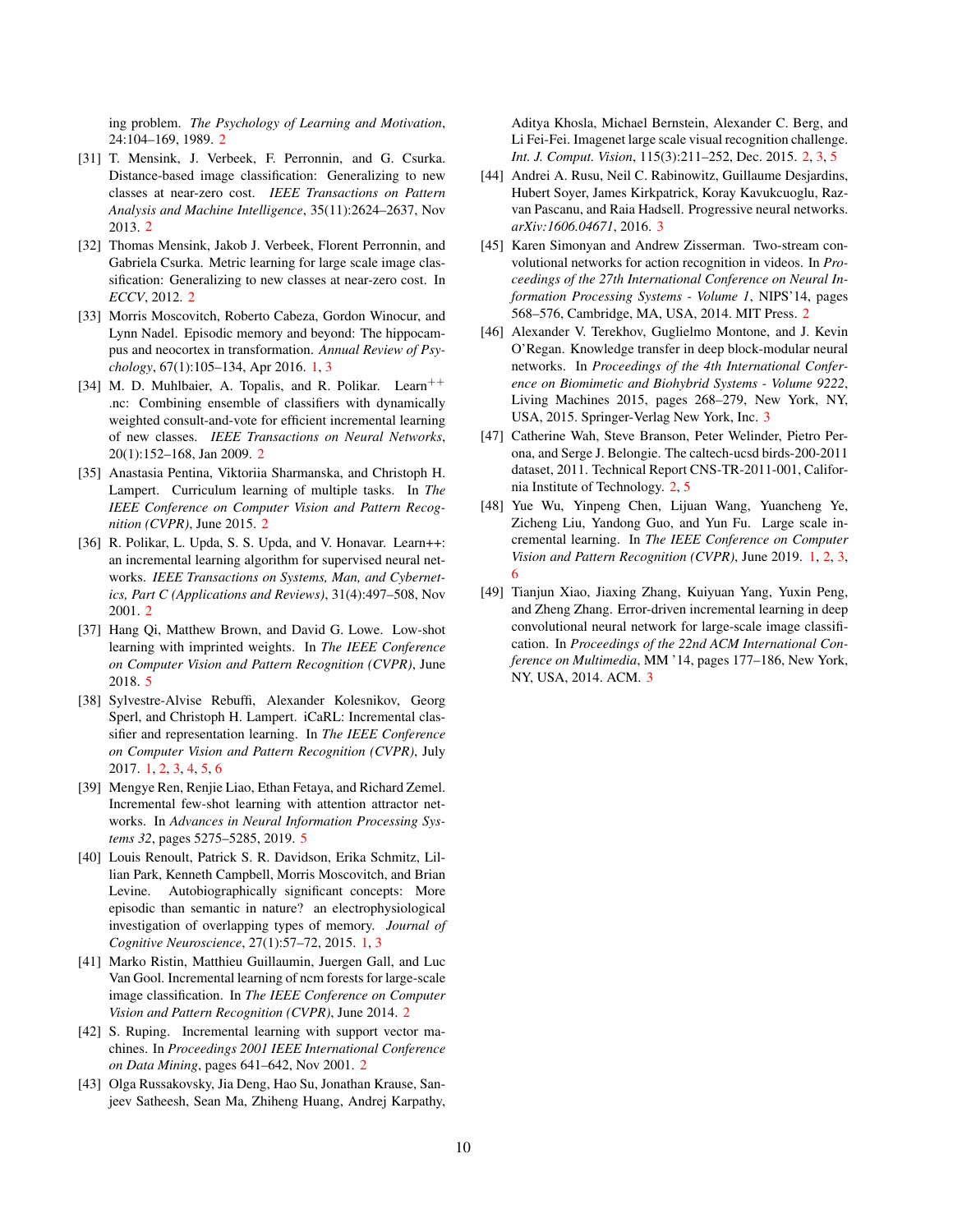ing problem. *The Psychology of Learning and Motivation*, 24:104–169, 1989. 2

[31] T. Mensink, J. Verbeek, F. Perronnin, and G. Csurka. Distance-based image classification: Generalizing to new classes at near-zero cost. *IEEE Transactions on Pattern Analysis and Machine Intelligence*, 35(11):2624–2637, Nov 2013. 2

[32] Thomas Mensink, Jakob J. Verbeek, Florent Perronnin, and Gabriela Csurka. Metric learning for large scale image classification: Generalizing to new classes at near-zero cost. In *ECCV*, 2012. 2

[33] Morris Moscovitch, Roberto Cabeza, Gordon Winocur, and Lynn Nadel. Episodic memory and beyond: The hippocampus and neocortex in transformation. *Annual Review of Psychology*, 67(1):105–134, Apr 2016. 1, 3

[34] M. D. Muhlbaier, A. Topalis, and R. Polikar. Learn$^{++}$ .nc: Combining ensemble of classifiers with dynamically weighted consult-and-vote for efficient incremental learning of new classes. *IEEE Transactions on Neural Networks*, 20(1):152–168, Jan 2009. 2

[35] Anastasia Pentina, Viktoriia Sharmanska, and Christoph H. Lampert. Curriculum learning of multiple tasks. In *The IEEE Conference on Computer Vision and Pattern Recognition (CVPR)*, June 2015. 2

[36] R. Polikar, L. Upda, S. S. Upda, and V. Honavar. Learn++: an incremental learning algorithm for supervised neural networks. *IEEE Transactions on Systems, Man, and Cybernetics, Part C (Applications and Reviews)*, 31(4):497–508, Nov 2001. 2

[37] Hang Qi, Matthew Brown, and David G. Lowe. Low-shot learning with imprinted weights. In *The IEEE Conference on Computer Vision and Pattern Recognition (CVPR)*, June 2018. 5

[38] Sylvestre-Alvise Rebuffi, Alexander Kolesnikov, Georg Sperl, and Christoph H. Lampert. iCaRL: Incremental classifier and representation learning. In *The IEEE Conference on Computer Vision and Pattern Recognition (CVPR)*, July 2017. 1, 2, 3, 4, 5, 6

[39] Mengye Ren, Renjie Liao, Ethan Fetaya, and Richard Zemel. Incremental few-shot learning with attention attractor networks. In *Advances in Neural Information Processing Systems 32*, pages 5275–5285, 2019. 5

[40] Louis Renoult, Patrick S. R. Davidson, Erika Schmitz, Lillian Park, Kenneth Campbell, Morris Moscovitch, and Brian Levine. Autobiographically significant concepts: More episodic than semantic in nature? an electrophysiological investigation of overlapping types of memory. *Journal of Cognitive Neuroscience*, 27(1):57–72, 2015. 1, 3

[41] Marko Ristin, Matthieu Guillaumin, Juergen Gall, and Luc Van Gool. Incremental learning of ncm forests for large-scale image classification. In *The IEEE Conference on Computer Vision and Pattern Recognition (CVPR)*, June 2014. 2

[42] S. Ruping. Incremental learning with support vector machines. In *Proceedings 2001 IEEE International Conference on Data Mining*, pages 641–642, Nov 2001. 2

[43] Olga Russakovsky, Jia Deng, Hao Su, Jonathan Krause, Sanjeev Satheesh, Sean Ma, Zhiheng Huang, Andrej Karpathy, Aditya Khosla, Michael Bernstein, Alexander C. Berg, and Li Fei-Fei. Imagenet large scale visual recognition challenge. *Int. J. Comput. Vision*, 115(3):211–252, Dec. 2015. 2, 3, 5

[44] Andrei A. Rusu, Neil C. Rabinowitz, Guillaume Desjardins, Hubert Soyer, James Kirkpatrick, Koray Kavukcuoglu, Razvan Pascanu, and Raia Hadsell. Progressive neural networks. *arXiv:1606.04671*, 2016. 3

[45] Karen Simonyan and Andrew Zisserman. Two-stream convolutional networks for action recognition in videos. In *Proceedings of the 27th International Conference on Neural Information Processing Systems - Volume 1*, NIPS'14, pages 568–576, Cambridge, MA, USA, 2014. MIT Press. 2

[46] Alexander V. Terekhov, Guglielmo Montone, and J. Kevin O'Regan. Knowledge transfer in deep block-modular neural networks. In *Proceedings of the 4th International Conference on Biomimetic and Biohybrid Systems - Volume 9222*, Living Machines 2015, pages 268–279, New York, NY, USA, 2015. Springer-Verlag New York, Inc. 3

[47] Catherine Wah, Steve Branson, Peter Welinder, Pietro Perona, and Serge J. Belongie. The caltech-ucsd birds-200-2011 dataset, 2011. Technical Report CNS-TR-2011-001, California Institute of Technology. 2, 5

[48] Yue Wu, Yinpeng Chen, Lijuan Wang, Yuancheng Ye, Zicheng Liu, Yandong Guo, and Yun Fu. Large scale incremental learning. In *The IEEE Conference on Computer Vision and Pattern Recognition (CVPR)*, June 2019. 1, 2, 3, 6

[49] Tianjun Xiao, Jiaxing Zhang, Kuiyuan Yang, Yuxin Peng, and Zheng Zhang. Error-driven incremental learning in deep convolutional neural network for large-scale image classification. In *Proceedings of the 22nd ACM International Conference on Multimedia*, MM '14, pages 177–186, New York, NY, USA, 2014. ACM. 3